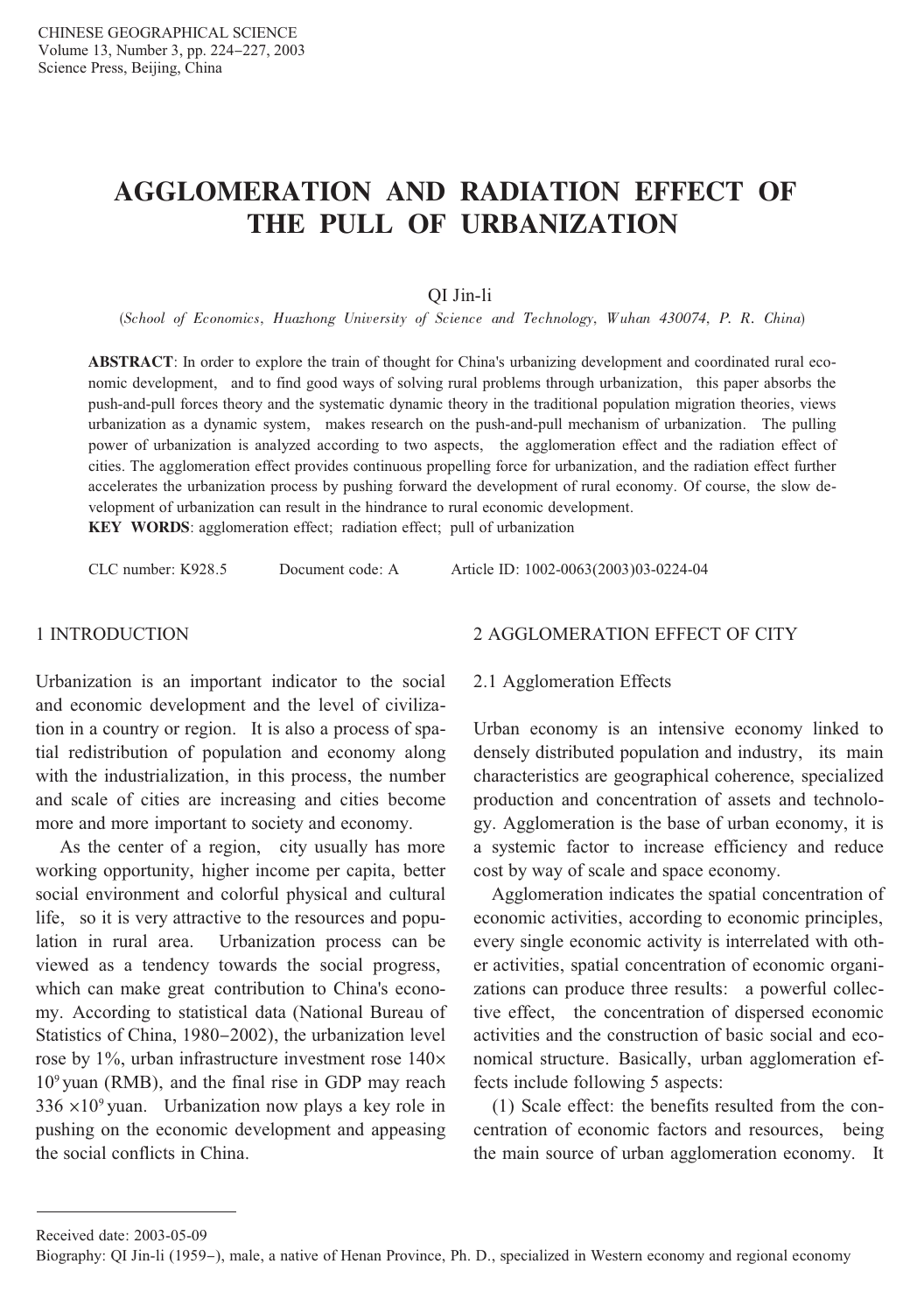# AGGLOMERATION AND RADIATION EFFECT OF THE PULL OF URBANIZATION

QI Jin-li

(*School of Economics, Huazhong University of Science and Technology, Wuhan 430074, P. R. China*)

**ABSTRACT**: In order to explore the train of thought for China's urbanizing development and coordinated rural economic development, and to find good ways of solving rural problems through urbanization, this paper absorbs the push-and-pull forces theory and the systematic dynamic theory in the traditional population migration theories, views urbanization as a dynamic system, makes research on the push-and-pull mechanism of urbanization. The pulling power of urbanization is analyzed according to two aspects, the agglomeration effect and the radiation effect of cities. The agglomeration effect provides continuous propelling force for urbanization, and the radiation effect further accelerates the urbanization process by pushing forward the development of rural economy. Of course, the slow development of urbanization can result in the hindrance to rural economic development.

**KEY WORDS**: agglomeration effect; radiation effect; pull of urbanization

CLC number: K928.5 Document code: A Article ID: 1002-0063(2003)03-0224-04

## 1 INTRODUCTION

Urbanization is an important indicator to the social and economic development and the level of civilization in a country or region. It is also a process of spatial redistribution of population and economy along with the industrialization, in this process, the number and scale of cities are increasing and cities become more and more important to society and economy.

As the center of a region, city usually has more working opportunity, higher income per capita, better social environment and colorful physical and cultural life, so it is very attractive to the resources and population in rural area. Urbanization process can be viewed as a tendency towards the social progress, which can make great contribution to China's economy. According to statistical data (National Bureau of Statistics of China, 1980–2002), the urbanization level rose by 1%, urban infrastructure investment rose $140\times 10^9$ yuan (RMB), and the final rise in GDP may reach $336\times 10^9$ yuan. Urbanization now plays a key role in pushing on the economic development and appeasing the social conflicts in China.

## 2 AGGLOMERATION EFFECT OF CITY

### 2.1 Agglomeration Effects

Urban economy is an intensive economy linked to densely distributed population and industry, its main characteristics are geographical coherence, specialized production and concentration of assets and technology. Agglomeration is the base of urban economy, it is a systemic factor to increase efficiency and reduce cost by way of scale and space economy.

Agglomeration indicates the spatial concentration of economic activities, according to economic principles, every single economic activity is interrelated with other activities, spatial concentration of economic organizations can produce three results: a powerful collective effect, the concentration of dispersed economic activities and the construction of basic social and economical structure. Basically, urban agglomeration effects include following 5 aspects:

(1) Scale effect: the benefits resulted from the concentration of economic factors and resources, being the main source of urban agglomeration economy. It

---

Received date: 2003-05-09

Biography: QI Jin-li (1959–), male, a native of Henan Province, Ph. D., specialized in Western economy and regional economy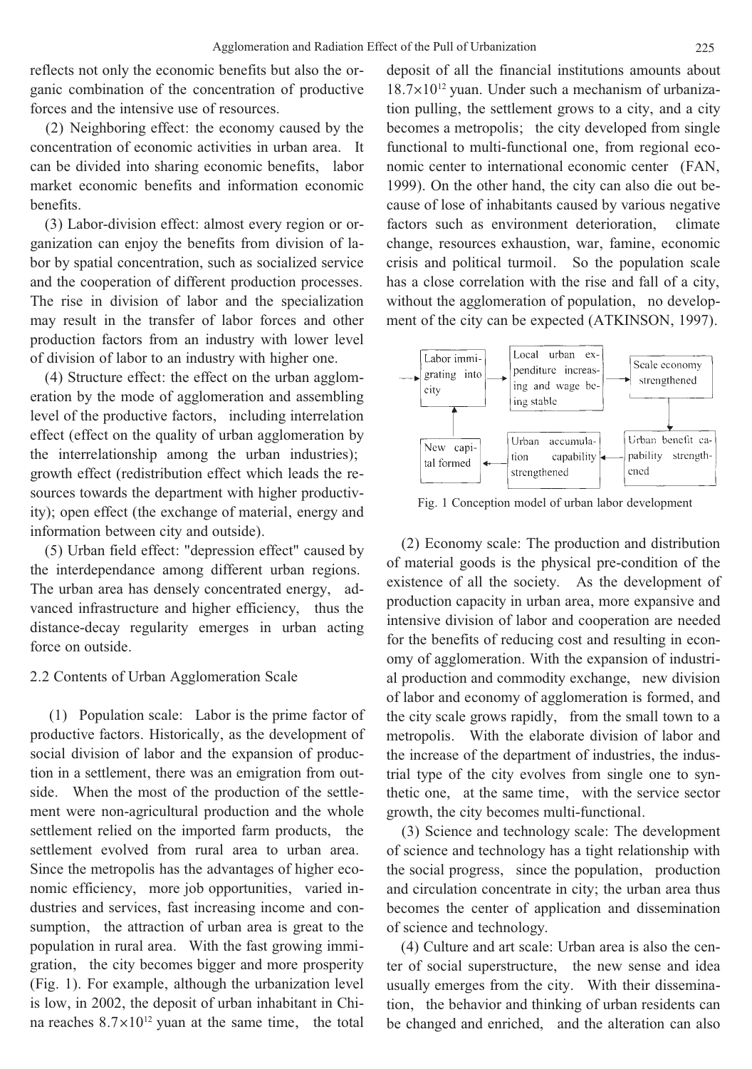reflects not only the economic benefits but also the organic combination of the concentration of productive forces and the intensive use of resources.

(2) Neighboring effect: the economy caused by the concentration of economic activities in urban area. It can be divided into sharing economic benefits, labor market economic benefits and information economic benefits.

(3) Labor-division effect: almost every region or organization can enjoy the benefits from division of labor by spatial concentration, such as socialized service and the cooperation of different production processes. The rise in division of labor and the specialization may result in the transfer of labor forces and other production factors from an industry with lower level of division of labor to an industry with higher one.

(4) Structure effect: the effect on the urban agglomeration by the mode of agglomeration and assembling level of the productive factors, including interrelation effect (effect on the quality of urban agglomeration by the interrelationship among the urban industries); growth effect (redistribution effect which leads the resources towards the department with higher productivity); open effect (the exchange of material, energy and information between city and outside).

(5) Urban field effect: "depression effect" caused by the interdependance among different urban regions. The urban area has densely concentrated energy, advanced infrastructure and higher efficiency, thus the distance-decay regularity emerges in urban acting force on outside.

### 2.2 Contents of Urban Agglomeration Scale

(1) Population scale: Labor is the prime factor of productive factors. Historically, as the development of social division of labor and the expansion of production in a settlement, there was an emigration from outside. When the most of the production of the settlement were non-agricultural production and the whole settlement relied on the imported farm products, the settlement evolved from rural area to urban area. Since the metropolis has the advantages of higher economic efficiency, more job opportunities, varied industries and services, fast increasing income and consumption, the attraction of urban area is great to the population in rural area. With the fast growing immigration, the city becomes bigger and more prosperity (Fig. 1). For example, although the urbanization level is low, in 2002, the deposit of urban inhabitant in China reaches $8.7\times10^{12}$ yuan at the same time, the total deposit of all the financial institutions amounts about $18.7\times10^{12}$ yuan. Under such a mechanism of urbanization pulling, the settlement grows to a city, and a city becomes a metropolis; the city developed from single functional to multi-functional one, from regional economic center to international economic center (FAN, 1999). On the other hand, the city can also die out because of lose of inhabitants caused by various negative factors such as environment deterioration, climate change, resources exhaustion, war, famine, economic crisis and political turmoil. So the population scale has a close correlation with the rise and fall of a city, without the agglomeration of population, no development of the city can be expected (ATKINSON, 1997).

Labor immigrating into city → Local urban expenditure increasing and wage being stable → Scale economy strengthened → Urban benefit capability strengthened → Urban accumulation capability strengthened → New capital formed → Labor immigrating into city

Fig. 1 Conception model of urban labor development

(2) Economy scale: The production and distribution of material goods is the physical pre-condition of the existence of all the society. As the development of production capacity in urban area, more expansive and intensive division of labor and cooperation are needed for the benefits of reducing cost and resulting in economy of agglomeration. With the expansion of industrial production and commodity exchange, new division of labor and economy of agglomeration is formed, and the city scale grows rapidly, from the small town to a metropolis. With the elaborate division of labor and the increase of the department of industries, the industrial type of the city evolves from single one to synthetic one, at the same time, with the service sector growth, the city becomes multi-functional.

(3) Science and technology scale: The development of science and technology has a tight relationship with the social progress, since the population, production and circulation concentrate in city; the urban area thus becomes the center of application and dissemination of science and technology.

(4) Culture and art scale: Urban area is also the center of social superstructure, the new sense and idea usually emerges from the city. With their dissemination, the behavior and thinking of urban residents can be changed and enriched, and the alteration can also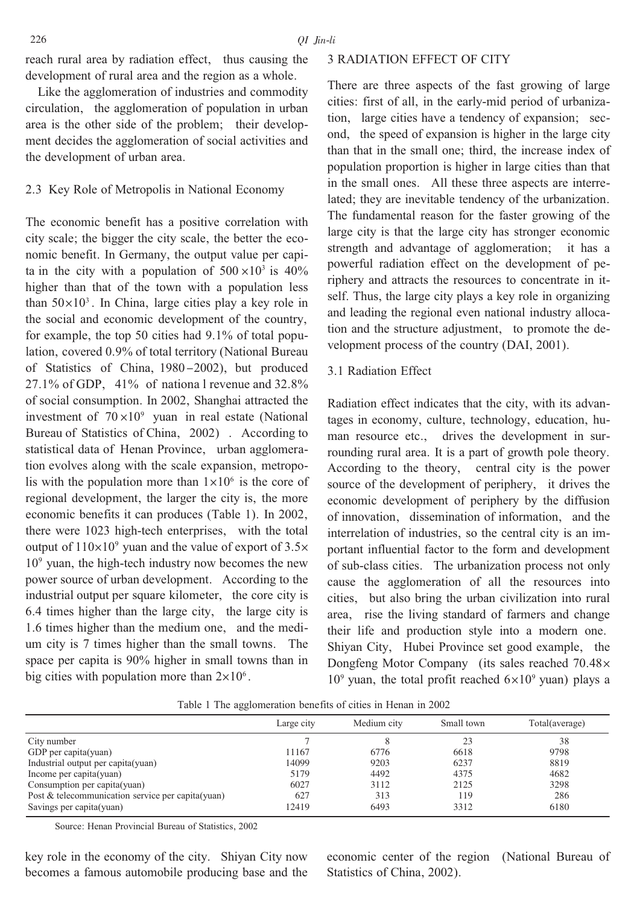reach rural area by radiation effect, thus causing the development of rural area and the region as a whole.

Like the agglomeration of industries and commodity circulation, the agglomeration of population in urban area is the other side of the problem; their development decides the agglomeration of social activities and the development of urban area.

### 2.3 Key Role of Metropolis in National Economy

The economic benefit has a positive correlation with city scale; the bigger the city scale, the better the economic benefit. In Germany, the output value per capita in the city with a population of $500\times10^3$ is 40% higher than that of the town with a population less than $50\times10^3$. In China, large cities play a key role in the social and economic development of the country, for example, the top 50 cities had 9.1% of total population, covered 0.9% of total territory (National Bureau of Statistics of China, 1980–2002), but produced 27.1% of GDP, 41% of nationa l revenue and 32.8% of social consumption. In 2002, Shanghai attracted the investment of $70\times10^9$ yuan in real estate (National Bureau of Statistics of China, 2002) . According to statistical data of Henan Province, urban agglomeration evolves along with the scale expansion, metropolis with the population more than $1\times10^6$ is the core of regional development, the larger the city is, the more economic benefits it can produces (Table 1). In 2002, there were 1023 high-tech enterprises, with the total output of $110\times10^9$ yuan and the value of export of $3.5\times10^9$ yuan, the high-tech industry now becomes the new power source of urban development. According to the industrial output per square kilometer, the core city is 6.4 times higher than the large city, the large city is 1.6 times higher than the medium one, and the medium city is 7 times higher than the small towns. The space per capita is 90% higher in small towns than in big cities with population more than $2\times10^6$.

## 3 RADIATION EFFECT OF CITY

There are three aspects of the fast growing of large cities: first of all, in the early-mid period of urbanization, large cities have a tendency of expansion; second, the speed of expansion is higher in the large city than that in the small one; third, the increase index of population proportion is higher in large cities than that in the small ones. All these three aspects are interrelated; they are inevitable tendency of the urbanization. The fundamental reason for the faster growing of the large city is that the large city has stronger economic strength and advantage of agglomeration; it has a powerful radiation effect on the development of periphery and attracts the resources to concentrate in itself. Thus, the large city plays a key role in organizing and leading the regional even national industry allocation and the structure adjustment, to promote the development process of the country (DAI, 2001).

### 3.1 Radiation Effect

Radiation effect indicates that the city, with its advantages in economy, culture, technology, education, human resource etc., drives the development in surrounding rural area. It is a part of growth pole theory. According to the theory, central city is the power source of the development of periphery, it drives the economic development of periphery by the diffusion of innovation, dissemination of information, and the interrelation of industries, so the central city is an important influential factor to the form and development of sub-class cities. The urbanization process not only cause the agglomeration of all the resources into cities, but also bring the urban civilization into rural area, rise the living standard of farmers and change their life and production style into a modern one. Shiyan City, Hubei Province set good example, the Dongfeng Motor Company (its sales reached $70.48\times10^9$ yuan, the total profit reached $6\times10^9$ yuan) plays a key role in the economy of the city. Shiyan City now becomes a famous automobile producing base and the economic center of the region (National Bureau of Statistics of China, 2002).

Table 1 The agglomeration benefits of cities in Henan in 2002

| | Large city | Medium city | Small town | Total(average) |
|---|---|---|---|---|
| City number | 7 | 8 | 23 | 38 |
| GDP per capita(yuan) | 11167 | 6776 | 6618 | 9798 |
| Industrial output per capita(yuan) | 14099 | 9203 | 6237 | 8819 |
| Income per capita(yuan) | 5179 | 4492 | 4375 | 4682 |
| Consumption per capita(yuan) | 6027 | 3112 | 2125 | 3298 |
| Post & telecommunication service per capita(yuan) | 627 | 313 | 119 | 286 |
| Savings per capita(yuan) | 12419 | 6493 | 3312 | 6180 |

Source: Henan Provincial Bureau of Statistics, 2002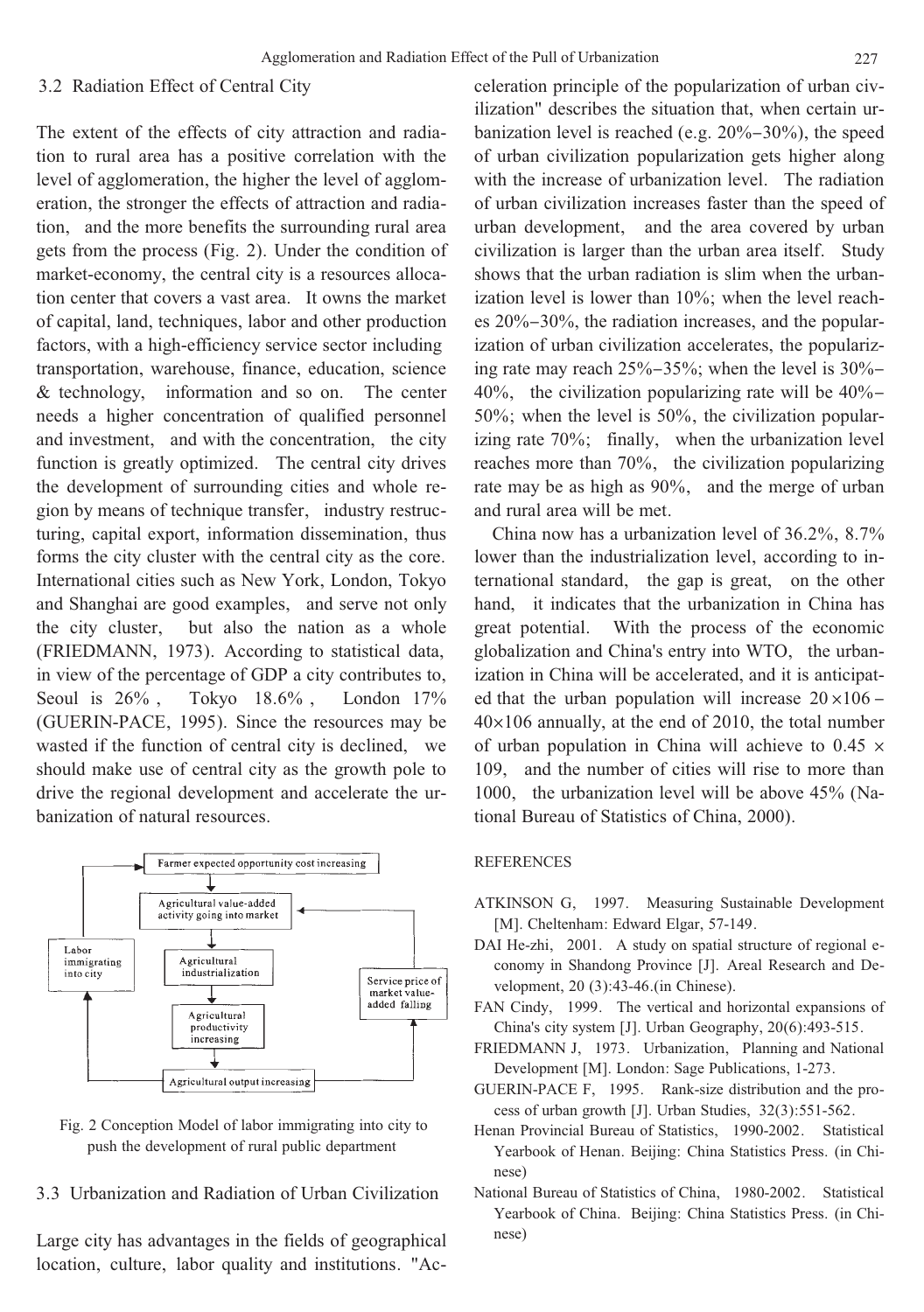## 3.2 Radiation Effect of Central City

The extent of the effects of city attraction and radiation to rural area has a positive correlation with the level of agglomeration, the higher the level of agglomeration, the stronger the effects of attraction and radiation, and the more benefits the surrounding rural area gets from the process (Fig. 2). Under the condition of market-economy, the central city is a resources allocation center that covers a vast area. It owns the market of capital, land, techniques, labor and other production factors, with a high-efficiency service sector including transportation, warehouse, finance, education, science & technology, information and so on. The center needs a higher concentration of qualified personnel and investment, and with the concentration, the city function is greatly optimized. The central city drives the development of surrounding cities and whole region by means of technique transfer, industry restructuring, capital export, information dissemination, thus forms the city cluster with the central city as the core. International cities such as New York, London, Tokyo and Shanghai are good examples, and serve not only the city cluster, but also the nation as a whole (FRIEDMANN, 1973). According to statistical data, in view of the percentage of GDP a city contributes to, Seoul is 26%, Tokyo 18.6%, London 17% (GUERIN-PACE, 1995). Since the resources may be wasted if the function of central city is declined, we should make use of central city as the growth pole to drive the regional development and accelerate the urbanization of natural resources.

Farmer expected opportunity cost increasing

Agricultural value-added activity going into market

Labor immigrating into city

Agricultural industrialization

Service price of market value-added falling

Agricultural productivity increasing

Agricultural output increasing

Fig. 2 Conception Model of labor immigrating into city to push the development of rural public department

## 3.3 Urbanization and Radiation of Urban Civilization

Large city has advantages in the fields of geographical location, culture, labor quality and institutions. "Acceleration principle of the popularization of urban civilization" describes the situation that, when certain urbanization level is reached (e.g. 20%–30%), the speed of urban civilization popularization gets higher along with the increase of urbanization level. The radiation of urban civilization increases faster than the speed of urban development, and the area covered by urban civilization is larger than the urban area itself. Study shows that the urban radiation is slim when the urbanization level is lower than 10%; when the level reaches 20%–30%, the radiation increases, and the popularization of urban civilization accelerates, the popularizing rate may reach 25%–35%; when the level is 30%–40%, the civilization popularizing rate will be 40%–50%; when the level is 50%, the civilization popularizing rate 70%; finally, when the urbanization level reaches more than 70%, the civilization popularizing rate may be as high as 90%, and the merge of urban and rural area will be met.

China now has a urbanization level of 36.2%, 8.7% lower than the industrialization level, according to international standard, the gap is great, on the other hand, it indicates that the urbanization in China has great potential. With the process of the economic globalization and China's entry into WTO, the urbanization in China will be accelerated, and it is anticipated that the urban population will increase $20 \times 106$ – $40 \times 106$ annually, at the end of 2010, the total number of urban population in China will achieve to $0.45 \times 109$, and the number of cities will rise to more than 1000, the urbanization level will be above 45% (National Bureau of Statistics of China, 2000).

## REFERENCES

ATKINSON G, 1997. Measuring Sustainable Development [M]. Cheltenham: Edward Elgar, 57-149.

DAI He-zhi, 2001. A study on spatial structure of regional economy in Shandong Province [J]. Areal Research and Development, 20 (3):43-46.(in Chinese).

FAN Cindy, 1999. The vertical and horizontal expansions of China's city system [J]. Urban Geography, 20(6):493-515.

FRIEDMANN J, 1973. Urbanization, Planning and National Development [M]. London: Sage Publications, 1-273.

GUERIN-PACE F, 1995. Rank-size distribution and the process of urban growth [J]. Urban Studies, 32(3):551-562.

Henan Provincial Bureau of Statistics, 1990-2002. Statistical Yearbook of Henan. Beijing: China Statistics Press. (in Chinese)

National Bureau of Statistics of China, 1980-2002. Statistical Yearbook of China. Beijing: China Statistics Press. (in Chinese)